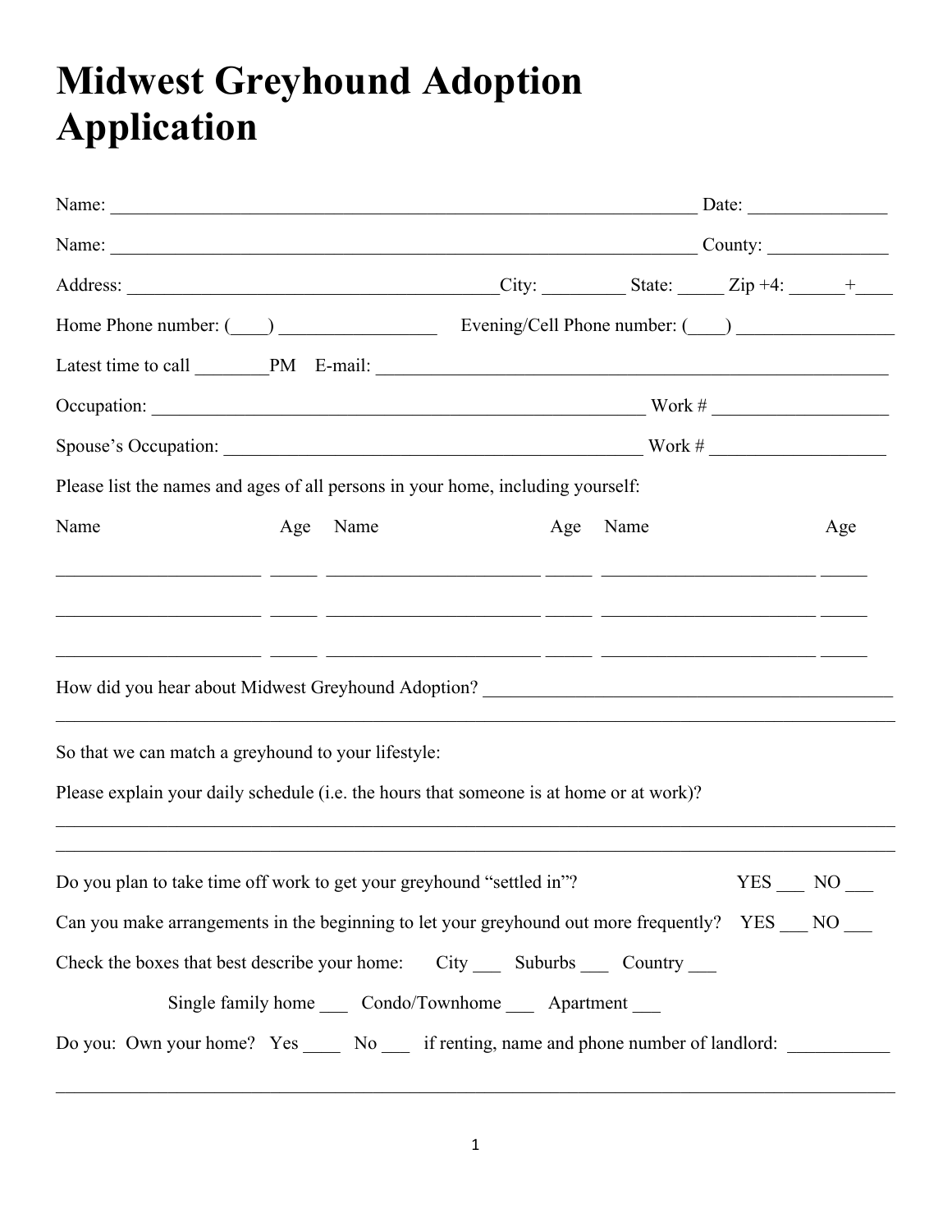# Midwest Greyhound Adoption Application

Name: ____________________________________________________________________ Date: _______________

Name: ____________________________________________________________________ County: _____________

Address: _________________________________________City: _________ State: _____ Zip +4: ______+____

Home Phone number: (____) _________________ Evening/Cell Phone number: (____) _________________

Latest time to call ________PM E-mail: ___________________________________________________________

Occupation: ____________________________________________________________ Work # ___________________

Spouse's Occupation: _______________________________________________ Work # ___________________

Please list the names and ages of all persons in your home, including yourself:

| Name | Age | Name | Age | Name | Age |
|---|---|---|---|---|---|
| | | | | | |
| | | | | | |
| | | | | | |

How did you hear about Midwest Greyhound Adoption? _____________________________________________

_____________________________________________________________________________________________

So that we can match a greyhound to your lifestyle:

Please explain your daily schedule (i.e. the hours that someone is at home or at work)?

_____________________________________________________________________________________________

_____________________________________________________________________________________________

Do you plan to take time off work to get your greyhound "settled in"? YES ___ NO ___

Can you make arrangements in the beginning to let your greyhound out more frequently? YES ___ NO ___

Check the boxes that best describe your home: City ___ Suburbs ___ Country ___

Single family home ___ Condo/Townhome ___ Apartment ___

Do you: Own your home? Yes ____ No ___ if renting, name and phone number of landlord: ___________

_____________________________________________________________________________________________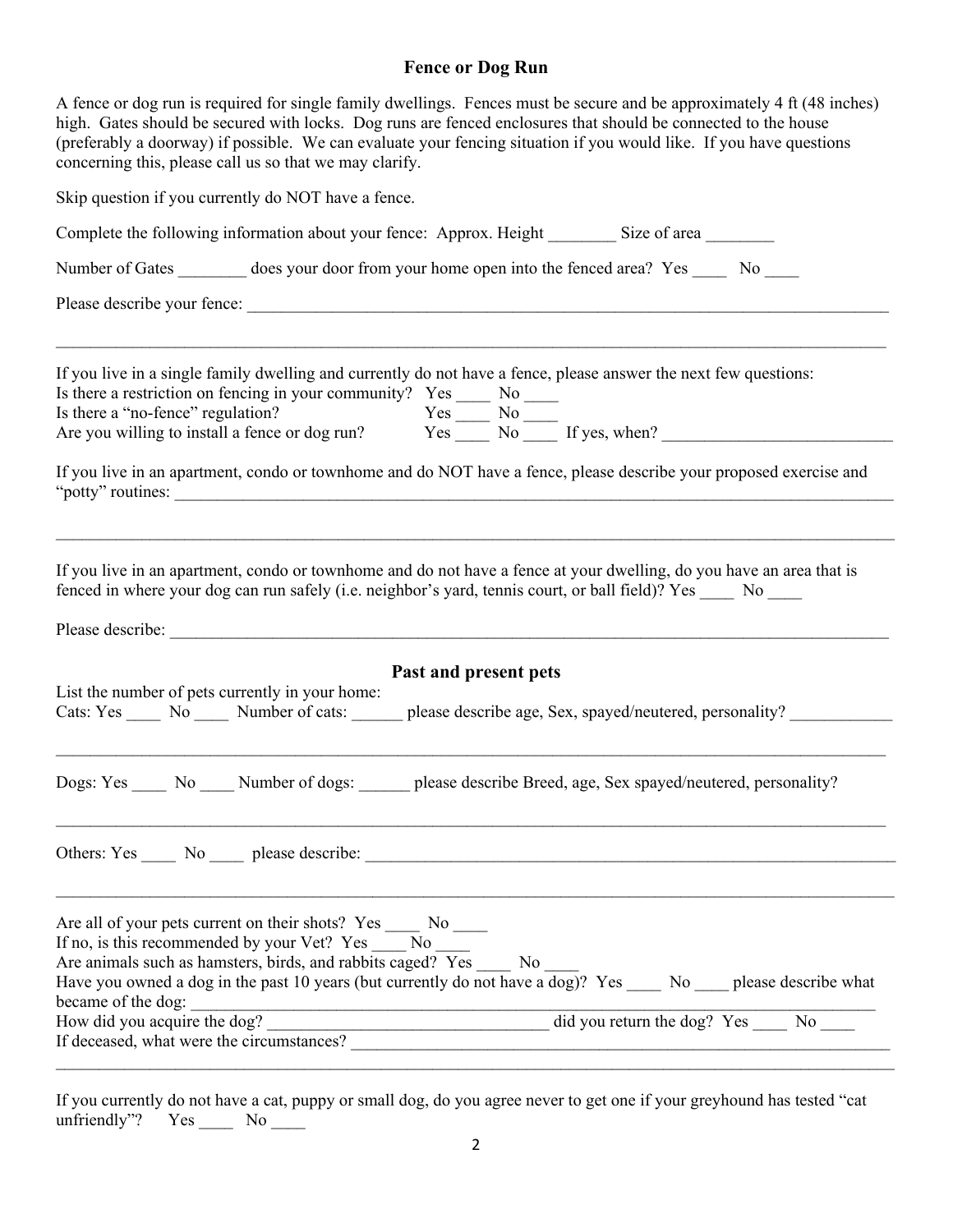## Fence or Dog Run

A fence or dog run is required for single family dwellings. Fences must be secure and be approximately 4 ft (48 inches) high. Gates should be secured with locks. Dog runs are fenced enclosures that should be connected to the house (preferably a doorway) if possible. We can evaluate your fencing situation if you would like. If you have questions concerning this, please call us so that we may clarify.

Skip question if you currently do NOT have a fence.

Complete the following information about your fence: Approx. Height ________ Size of area ________

Number of Gates ________ does your door from your home open into the fenced area? Yes ____ No ____

Please describe your fence: ________________________________________________________________________________

________________________________________________________________________________________________

If you live in a single family dwelling and currently do not have a fence, please answer the next few questions:
Is there a restriction on fencing in your community? Yes ____ No ____
Is there a "no-fence" regulation? Yes ____ No ____
Are you willing to install a fence or dog run? Yes ____ No ____ If yes, when? ___________________________

If you live in an apartment, condo or townhome and do NOT have a fence, please describe your proposed exercise and "potty" routines: ________________________________________________________________________________

________________________________________________________________________________________________

If you live in an apartment, condo or townhome and do not have a fence at your dwelling, do you have an area that is fenced in where your dog can run safely (i.e. neighbor's yard, tennis court, or ball field)? Yes ____ No ____

Please describe: ________________________________________________________________________________

## Past and present pets

List the number of pets currently in your home:
Cats: Yes ____ No ____ Number of cats: ______ please describe age, Sex, spayed/neutered, personality? ____________

________________________________________________________________________________________________

Dogs: Yes ____ No ____ Number of dogs: ______ please describe Breed, age, Sex spayed/neutered, personality?

________________________________________________________________________________________________

Others: Yes ____ No ____ please describe: ________________________________________________________________

________________________________________________________________________________________________

Are all of your pets current on their shots? Yes ____ No ____
If no, is this recommended by your Vet? Yes ____ No ____
Are animals such as hamsters, birds, and rabbits caged? Yes ____ No ____
Have you owned a dog in the past 10 years (but currently do not have a dog)? Yes ____ No ____ please describe what became of the dog: ________________________________________________________________________________
How did you acquire the dog? _________________________________ did you return the dog? Yes ____ No ____
If deceased, what were the circumstances? ________________________________________________________________

________________________________________________________________________________________________

If you currently do not have a cat, puppy or small dog, do you agree never to get one if your greyhound has tested "cat unfriendly"? Yes ____ No ____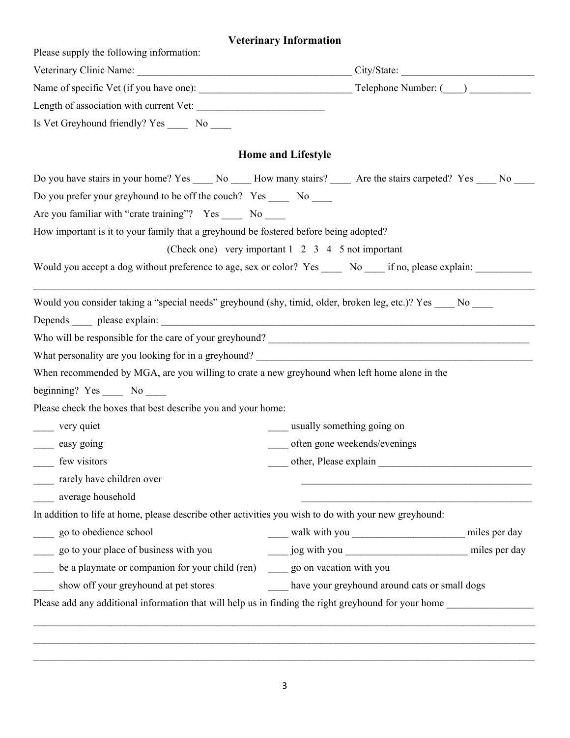## Veterinary Information

Please supply the following information:

Veterinary Clinic Name: ___________________________________________ City/State: __________________________

Name of specific Vet (if you have one): ______________________________ Telephone Number: (____) ___________

Length of association with current Vet: _________________________

Is Vet Greyhound friendly? Yes ____ No ____

## Home and Lifestyle

Do you have stairs in your home? Yes ____ No ____ How many stairs? ____ Are the stairs carpeted? Yes ____ No ____

Do you prefer your greyhound to be off the couch? Yes ____ No ____

Are you familiar with "crate training"? Yes ____ No ____

How important is it to your family that a greyhound be fostered before being adopted?

(Check one) very important 1 2 3 4 5 not important

Would you accept a dog without preference to age, sex or color? Yes ____ No ____ if no, please explain: ___________

_____________________________________________________________________________________________

Would you consider taking a "special needs" greyhound (shy, timid, older, broken leg, etc.)? Yes ____ No ____

Depends ____ please explain: ______________________________________________________________________

Who will be responsible for the care of your greyhound? ____________________________________________________

What personality are you looking for in a greyhound? ______________________________________________________

When recommended by MGA, are you willing to crate a new greyhound when left home alone in the beginning? Yes ____ No ____

Please check the boxes that best describe you and your home:

____ very quiet

____ easy going

____ few visitors

____ rarely have children over

____ average household

____ usually something going on

____ often gone weekends/evenings

____ other, Please explain ______________________________

_______________________________________________

_______________________________________________

In addition to life at home, please describe other activities you wish to do with your new greyhound:

____ go to obedience school

____ go to your place of business with you

____ be a playmate or companion for your child (ren)

____ show off your greyhound at pet stores

____ walk with you ______________________ miles per day

____ jog with you ________________________ miles per day

____ go on vacation with you

____ have your greyhound around cats or small dogs

Please add any additional information that will help us in finding the right greyhound for your home _________________

_____________________________________________________________________________________________

_____________________________________________________________________________________________

_____________________________________________________________________________________________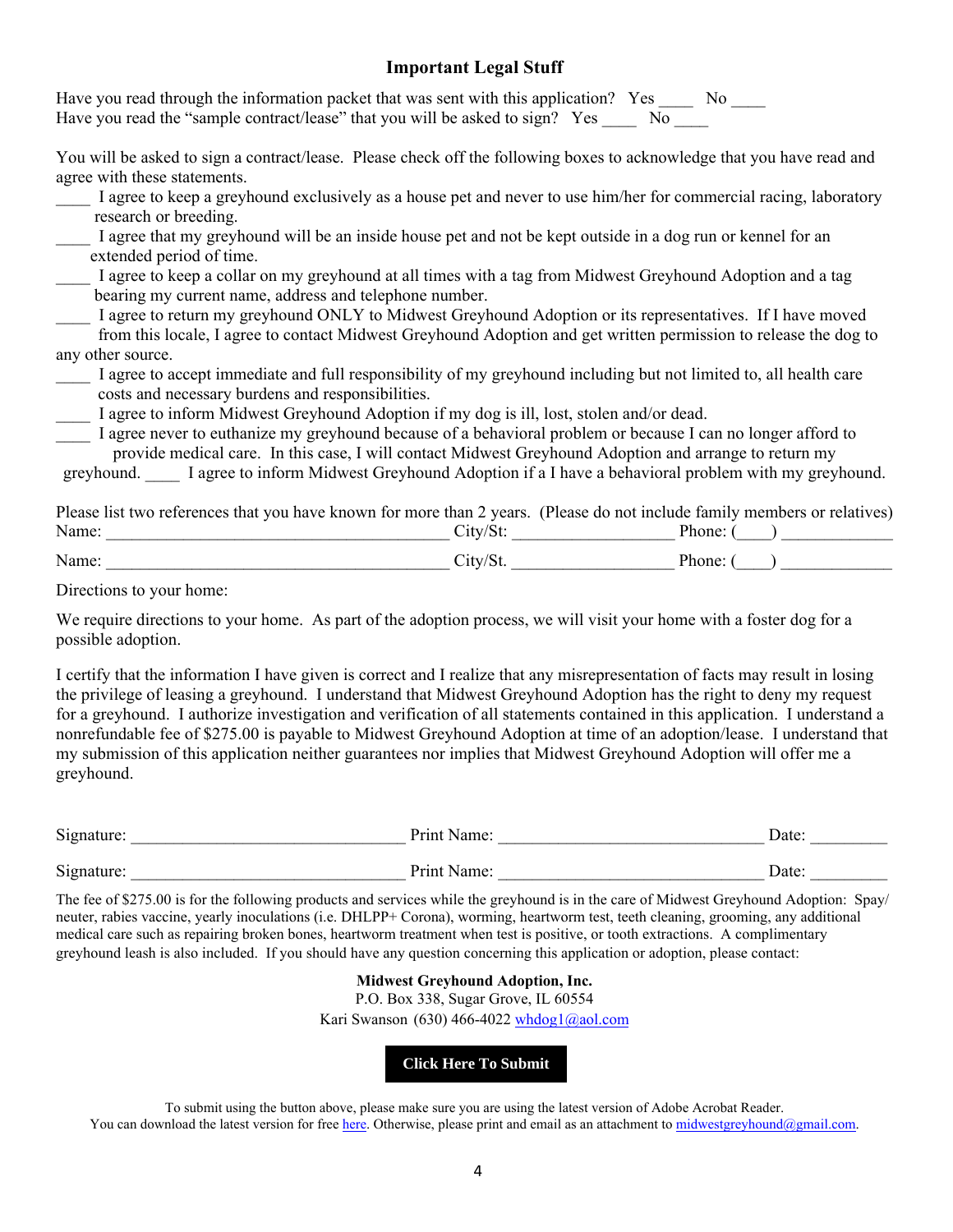## Important Legal Stuff

Have you read through the information packet that was sent with this application? Yes ____ No ____
Have you read the "sample contract/lease" that you will be asked to sign? Yes ____ No ____

You will be asked to sign a contract/lease. Please check off the following boxes to acknowledge that you have read and agree with these statements.

____ I agree to keep a greyhound exclusively as a house pet and never to use him/her for commercial racing, laboratory research or breeding.
____ I agree that my greyhound will be an inside house pet and not be kept outside in a dog run or kennel for an extended period of time.
____ I agree to keep a collar on my greyhound at all times with a tag from Midwest Greyhound Adoption and a tag bearing my current name, address and telephone number.
____ I agree to return my greyhound ONLY to Midwest Greyhound Adoption or its representatives. If I have moved from this locale, I agree to contact Midwest Greyhound Adoption and get written permission to release the dog to any other source.
____ I agree to accept immediate and full responsibility of my greyhound including but not limited to, all health care costs and necessary burdens and responsibilities.
____ I agree to inform Midwest Greyhound Adoption if my dog is ill, lost, stolen and/or dead.
____ I agree never to euthanize my greyhound because of a behavioral problem or because I can no longer afford to provide medical care. In this case, I will contact Midwest Greyhound Adoption and arrange to return my greyhound. ____ I agree to inform Midwest Greyhound Adoption if a I have a behavioral problem with my greyhound.

Please list two references that you have known for more than 2 years. (Please do not include family members or relatives)
Name: ______________________________ City/St: ______________ Phone: (____) __________
Name: ______________________________ City/St. ______________ Phone: (____) __________

Directions to your home:

We require directions to your home. As part of the adoption process, we will visit your home with a foster dog for a possible adoption.

I certify that the information I have given is correct and I realize that any misrepresentation of facts may result in losing the privilege of leasing a greyhound. I understand that Midwest Greyhound Adoption has the right to deny my request for a greyhound. I authorize investigation and verification of all statements contained in this application. I understand a nonrefundable fee of $275.00 is payable to Midwest Greyhound Adoption at time of an adoption/lease. I understand that my submission of this application neither guarantees nor implies that Midwest Greyhound Adoption will offer me a greyhound.

Signature: ________________________ Print Name: ________________________ Date: ________

Signature: ________________________ Print Name: ________________________ Date: ________

The fee of $275.00 is for the following products and services while the greyhound is in the care of Midwest Greyhound Adoption: Spay/neuter, rabies vaccine, yearly inoculations (i.e. DHLPP+ Corona), worming, heartworm test, teeth cleaning, grooming, any additional medical care such as repairing broken bones, heartworm treatment when test is positive, or tooth extractions. A complimentary greyhound leash is also included. If you should have any question concerning this application or adoption, please contact:

**Midwest Greyhound Adoption, Inc.**
P.O. Box 338, Sugar Grove, IL 60554
Kari Swanson (630) 466-4022 whdog1@aol.com

**Click Here To Submit**

To submit using the button above, please make sure you are using the latest version of Adobe Acrobat Reader.
You can download the latest version for free here. Otherwise, please print and email as an attachment to midwestgreyhound@gmail.com.